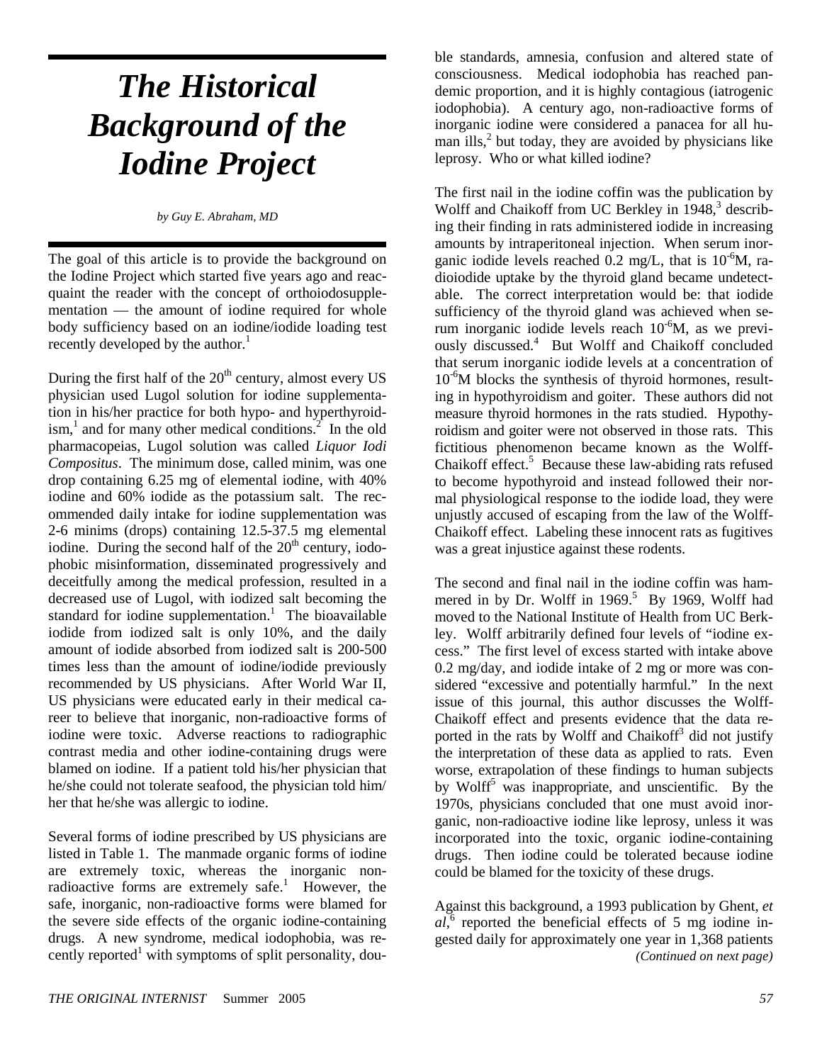# *The Historical Background of the Iodine Project*

*by Guy E. Abraham, MD*

The goal of this article is to provide the background on the Iodine Project which started five years ago and reacquaint the reader with the concept of orthoiodosupplementation — the amount of iodine required for whole body sufficiency based on an iodine/iodide loading test recently developed by the author.[1]

During the first half of the $20^{th}$ century, almost every US physician used Lugol solution for iodine supplementation in his/her practice for both hypo- and hyperthyroidism,[1] and for many other medical conditions.[2] In the old pharmacopeias, Lugol solution was called *Liquor Iodi Compositus*. The minimum dose, called minim, was one drop containing 6.25 mg of elemental iodine, with 40% iodine and 60% iodide as the potassium salt. The recommended daily intake for iodine supplementation was 2-6 minims (drops) containing 12.5-37.5 mg elemental iodine. During the second half of the $20^{th}$ century, iodophobic misinformation, disseminated progressively and deceitfully among the medical profession, resulted in a decreased use of Lugol, with iodized salt becoming the standard for iodine supplementation.[1] The bioavailable iodide from iodized salt is only 10%, and the daily amount of iodide absorbed from iodized salt is 200-500 times less than the amount of iodine/iodide previously recommended by US physicians. After World War II, US physicians were educated early in their medical career to believe that inorganic, non-radioactive forms of iodine were toxic. Adverse reactions to radiographic contrast media and other iodine-containing drugs were blamed on iodine. If a patient told his/her physician that he/she could not tolerate seafood, the physician told him/her that he/she was allergic to iodine.

Several forms of iodine prescribed by US physicians are listed in Table 1. The manmade organic forms of iodine are extremely toxic, whereas the inorganic non-radioactive forms are extremely safe.[1] However, the safe, inorganic, non-radioactive forms were blamed for the severe side effects of the organic iodine-containing drugs. A new syndrome, medical iodophobia, was recently reported[1] with symptoms of split personality, double standards, amnesia, confusion and altered state of consciousness. Medical iodophobia has reached pandemic proportion, and it is highly contagious (iatrogenic iodophobia). A century ago, non-radioactive forms of inorganic iodine were considered a panacea for all human ills,[2] but today, they are avoided by physicians like leprosy. Who or what killed iodine?

The first nail in the iodine coffin was the publication by Wolff and Chaikoff from UC Berkley in 1948,[3] describing their finding in rats administered iodide in increasing amounts by intraperitoneal injection. When serum inorganic iodide levels reached 0.2 mg/L, that is $10^{-6}$M, radioiodide uptake by the thyroid gland became undetectable. The correct interpretation would be: that iodide sufficiency of the thyroid gland was achieved when serum inorganic iodide levels reach $10^{-6}$M, as we previously discussed.[4] But Wolff and Chaikoff concluded that serum inorganic iodide levels at a concentration of $10^{-6}$M blocks the synthesis of thyroid hormones, resulting in hypothyroidism and goiter. These authors did not measure thyroid hormones in the rats studied. Hypothyroidism and goiter were not observed in those rats. This fictitious phenomenon became known as the Wolff-Chaikoff effect.[5] Because these law-abiding rats refused to become hypothyroid and instead followed their normal physiological response to the iodide load, they were unjustly accused of escaping from the law of the Wolff-Chaikoff effect. Labeling these innocent rats as fugitives was a great injustice against these rodents.

The second and final nail in the iodine coffin was hammered in by Dr. Wolff in 1969.[5] By 1969, Wolff had moved to the National Institute of Health from UC Berkley. Wolff arbitrarily defined four levels of "iodine excess." The first level of excess started with intake above 0.2 mg/day, and iodide intake of 2 mg or more was considered "excessive and potentially harmful." In the next issue of this journal, this author discusses the Wolff-Chaikoff effect and presents evidence that the data reported in the rats by Wolff and Chaikoff[3] did not justify the interpretation of these data as applied to rats. Even worse, extrapolation of these findings to human subjects by Wolff[5] was inappropriate, and unscientific. By the 1970s, physicians concluded that one must avoid inorganic, non-radioactive iodine like leprosy, unless it was incorporated into the toxic, organic iodine-containing drugs. Then iodine could be tolerated because iodine could be blamed for the toxicity of these drugs.

Against this background, a 1993 publication by Ghent, *et al*,[6] reported the beneficial effects of 5 mg iodine ingested daily for approximately one year in 1,368 patients

*(Continued on next page)*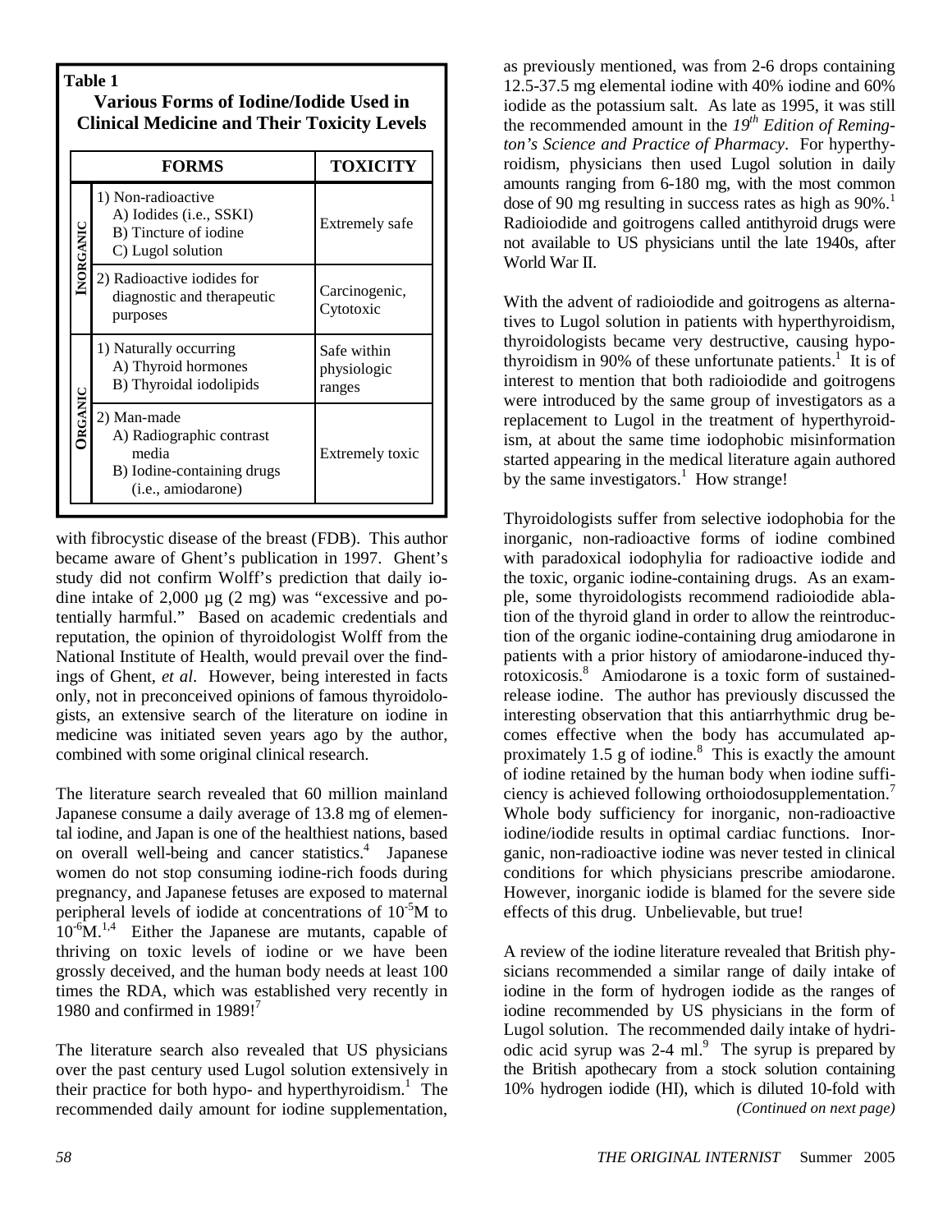**Table 1**

**Various Forms of Iodine/Iodide Used in Clinical Medicine and Their Toxicity Levels**

| | FORMS | TOXICITY |
|---|---|---|
| INORGANIC | 1) Non-radioactive<br>A) Iodides (i.e., SSKI)<br>B) Tincture of iodine<br>C) Lugol solution | Extremely safe |
| | 2) Radioactive iodides for diagnostic and therapeutic purposes | Carcinogenic, Cytotoxic |
| ORGANIC | 1) Naturally occurring<br>A) Thyroid hormones<br>B) Thyroidal iodolipids | Safe within physiologic ranges |
| | 2) Man-made<br>A) Radiographic contrast media<br>B) Iodine-containing drugs (i.e., amiodarone) | Extremely toxic |

with fibrocystic disease of the breast (FDB). This author became aware of Ghent's publication in 1997. Ghent's study did not confirm Wolff's prediction that daily iodine intake of 2,000 µg (2 mg) was "excessive and potentially harmful." Based on academic credentials and reputation, the opinion of thyroidologist Wolff from the National Institute of Health, would prevail over the findings of Ghent, *et al*. However, being interested in facts only, not in preconceived opinions of famous thyroidologists, an extensive search of the literature on iodine in medicine was initiated seven years ago by the author, combined with some original clinical research.

The literature search revealed that 60 million mainland Japanese consume a daily average of 13.8 mg of elemental iodine, and Japan is one of the healthiest nations, based on overall well-being and cancer statistics.[4] Japanese women do not stop consuming iodine-rich foods during pregnancy, and Japanese fetuses are exposed to maternal peripheral levels of iodide at concentrations of $10^{-5}$M to $10^{-6}$M.[1,4] Either the Japanese are mutants, capable of thriving on toxic levels of iodine or we have been grossly deceived, and the human body needs at least 100 times the RDA, which was established very recently in 1980 and confirmed in 1989![7]

The literature search also revealed that US physicians over the past century used Lugol solution extensively in their practice for both hypo- and hyperthyroidism.[1] The recommended daily amount for iodine supplementation, as previously mentioned, was from 2-6 drops containing 12.5-37.5 mg elemental iodine with 40% iodine and 60% iodide as the potassium salt. As late as 1995, it was still the recommended amount in the *19th Edition of Remington's Science and Practice of Pharmacy*. For hyperthyroidism, physicians then used Lugol solution in daily amounts ranging from 6-180 mg, with the most common dose of 90 mg resulting in success rates as high as 90%.[1] Radioiodide and goitrogens called antithyroid drugs were not available to US physicians until the late 1940s, after World War II.

With the advent of radioiodide and goitrogens as alternatives to Lugol solution in patients with hyperthyroidism, thyroidologists became very destructive, causing hypothyroidism in 90% of these unfortunate patients.[1] It is of interest to mention that both radioiodide and goitrogens were introduced by the same group of investigators as a replacement to Lugol in the treatment of hyperthyroidism, at about the same time iodophobic misinformation started appearing in the medical literature again authored by the same investigators.[1] How strange!

Thyroidologists suffer from selective iodophobia for the inorganic, non-radioactive forms of iodine combined with paradoxical iodophylia for radioactive iodide and the toxic, organic iodine-containing drugs. As an example, some thyroidologists recommend radioiodide ablation of the thyroid gland in order to allow the reintroduction of the organic iodine-containing drug amiodarone in patients with a prior history of amiodarone-induced thyrotoxicosis.[8] Amiodarone is a toxic form of sustained-release iodine. The author has previously discussed the interesting observation that this antiarrhythmic drug becomes effective when the body has accumulated approximately 1.5 g of iodine.[8] This is exactly the amount of iodine retained by the human body when iodine sufficiency is achieved following orthoiodosupplementation.[7] Whole body sufficiency for inorganic, non-radioactive iodine/iodide results in optimal cardiac functions. Inorganic, non-radioactive iodine was never tested in clinical conditions for which physicians prescribe amiodarone. However, inorganic iodide is blamed for the severe side effects of this drug. Unbelievable, but true!

A review of the iodine literature revealed that British physicians recommended a similar range of daily intake of iodine in the form of hydrogen iodide as the ranges of iodine recommended by US physicians in the form of Lugol solution. The recommended daily intake of hydriodic acid syrup was 2-4 ml.[9] The syrup is prepared by the British apothecary from a stock solution containing 10% hydrogen iodide (HI), which is diluted 10-fold with

*(Continued on next page)*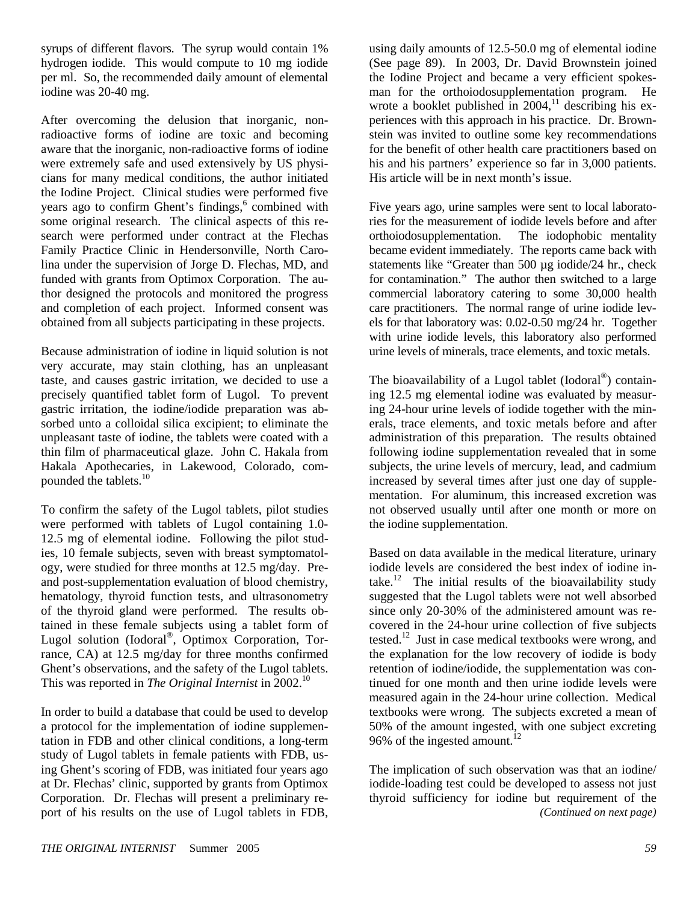syrups of different flavors. The syrup would contain 1% hydrogen iodide. This would compute to 10 mg iodide per ml. So, the recommended daily amount of elemental iodine was 20-40 mg.

After overcoming the delusion that inorganic, non-radioactive forms of iodine are toxic and becoming aware that the inorganic, non-radioactive forms of iodine were extremely safe and used extensively by US physicians for many medical conditions, the author initiated the Iodine Project. Clinical studies were performed five years ago to confirm Ghent's findings,[6] combined with some original research. The clinical aspects of this research were performed under contract at the Flechas Family Practice Clinic in Hendersonville, North Carolina under the supervision of Jorge D. Flechas, MD, and funded with grants from Optimox Corporation. The author designed the protocols and monitored the progress and completion of each project. Informed consent was obtained from all subjects participating in these projects.

Because administration of iodine in liquid solution is not very accurate, may stain clothing, has an unpleasant taste, and causes gastric irritation, we decided to use a precisely quantified tablet form of Lugol. To prevent gastric irritation, the iodine/iodide preparation was absorbed unto a colloidal silica excipient; to eliminate the unpleasant taste of iodine, the tablets were coated with a thin film of pharmaceutical glaze. John C. Hakala from Hakala Apothecaries, in Lakewood, Colorado, compounded the tablets.[10]

To confirm the safety of the Lugol tablets, pilot studies were performed with tablets of Lugol containing 1.0-12.5 mg of elemental iodine. Following the pilot studies, 10 female subjects, seven with breast symptomatology, were studied for three months at 12.5 mg/day. Pre- and post-supplementation evaluation of blood chemistry, hematology, thyroid function tests, and ultrasonometry of the thyroid gland were performed. The results obtained in these female subjects using a tablet form of Lugol solution (Iodoral®, Optimox Corporation, Torrance, CA) at 12.5 mg/day for three months confirmed Ghent's observations, and the safety of the Lugol tablets. This was reported in *The Original Internist* in 2002.[10]

In order to build a database that could be used to develop a protocol for the implementation of iodine supplementation in FDB and other clinical conditions, a long-term study of Lugol tablets in female patients with FDB, using Ghent's scoring of FDB, was initiated four years ago at Dr. Flechas' clinic, supported by grants from Optimox Corporation. Dr. Flechas will present a preliminary report of his results on the use of Lugol tablets in FDB, using daily amounts of 12.5-50.0 mg of elemental iodine (See page 89). In 2003, Dr. David Brownstein joined the Iodine Project and became a very efficient spokesman for the orthoiodosupplementation program. He wrote a booklet published in 2004,[11] describing his experiences with this approach in his practice. Dr. Brownstein was invited to outline some key recommendations for the benefit of other health care practitioners based on his and his partners' experience so far in 3,000 patients. His article will be in next month's issue.

Five years ago, urine samples were sent to local laboratories for the measurement of iodide levels before and after orthoiodosupplementation. The iodophobic mentality became evident immediately. The reports came back with statements like "Greater than 500 µg iodide/24 hr., check for contamination." The author then switched to a large commercial laboratory catering to some 30,000 health care practitioners. The normal range of urine iodide levels for that laboratory was: 0.02-0.50 mg/24 hr. Together with urine iodide levels, this laboratory also performed urine levels of minerals, trace elements, and toxic metals.

The bioavailability of a Lugol tablet (Iodoral®) containing 12.5 mg elemental iodine was evaluated by measuring 24-hour urine levels of iodide together with the minerals, trace elements, and toxic metals before and after administration of this preparation. The results obtained following iodine supplementation revealed that in some subjects, the urine levels of mercury, lead, and cadmium increased by several times after just one day of supplementation. For aluminum, this increased excretion was not observed usually until after one month or more on the iodine supplementation.

Based on data available in the medical literature, urinary iodide levels are considered the best index of iodine intake.[12] The initial results of the bioavailability study suggested that the Lugol tablets were not well absorbed since only 20-30% of the administered amount was recovered in the 24-hour urine collection of five subjects tested.[12] Just in case medical textbooks were wrong, and the explanation for the low recovery of iodide is body retention of iodine/iodide, the supplementation was continued for one month and then urine iodide levels were measured again in the 24-hour urine collection. Medical textbooks were wrong. The subjects excreted a mean of 50% of the amount ingested, with one subject excreting 96% of the ingested amount.[12]

The implication of such observation was that an iodine/iodide-loading test could be developed to assess not just thyroid sufficiency for iodine but requirement of the

*(Continued on next page)*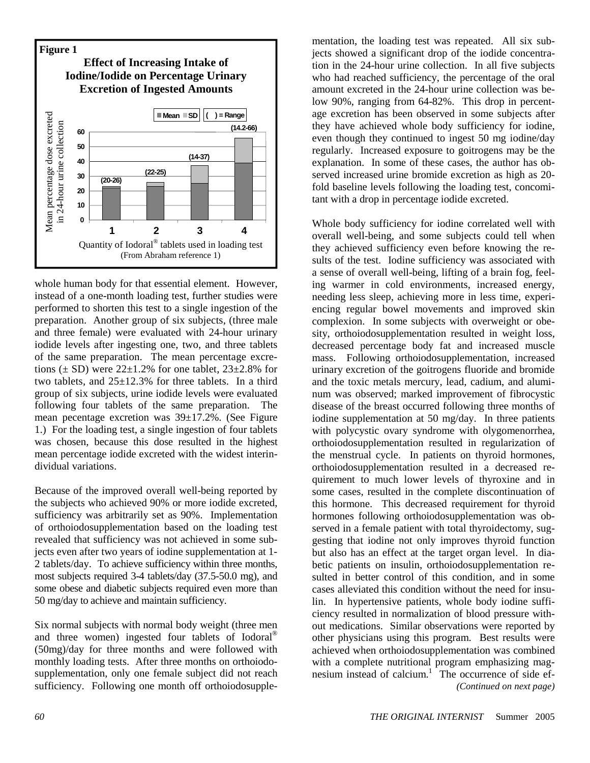**Figure 1**

**Effect of Increasing Intake of Iodine/Iodide on Percentage Urinary Excretion of Ingested Amounts**

| Quantity of Iodoral® tablets used in loading test | 1 | 2 | 3 | 4 |
|---|---|---|---|---|
| Range | (20-26) | (22-25) | (14-37) | (14.2-66) |

Mean percentage dose excreted in 24-hour urine collection (Mean, SD, ( ) = Range)

(From Abraham reference 1)

whole human body for that essential element. However, instead of a one-month loading test, further studies were performed to shorten this test to a single ingestion of the preparation. Another group of six subjects, (three male and three female) were evaluated with 24-hour urinary iodide levels after ingesting one, two, and three tablets of the same preparation. The mean percentage excretions (± SD) were 22±1.2% for one tablet, 23±2.8% for two tablets, and 25±12.3% for three tablets. In a third group of six subjects, urine iodide levels were evaluated following four tablets of the same preparation. The mean pecentage excretion was 39±17.2%. (See Figure 1.) For the loading test, a single ingestion of four tablets was chosen, because this dose resulted in the highest mean percentage iodide excreted with the widest interindividual variations.

Because of the improved overall well-being reported by the subjects who achieved 90% or more iodide excreted, sufficiency was arbitrarily set as 90%. Implementation of orthoiodosupplementation based on the loading test revealed that sufficiency was not achieved in some subjects even after two years of iodine supplementation at 1-2 tablets/day. To achieve sufficiency within three months, most subjects required 3-4 tablets/day (37.5-50.0 mg), and some obese and diabetic subjects required even more than 50 mg/day to achieve and maintain sufficiency.

Six normal subjects with normal body weight (three men and three women) ingested four tablets of Iodoral® (50mg)/day for three months and were followed with monthly loading tests. After three months on orthoiodosupplementation, only one female subject did not reach sufficiency. Following one month off orthoiodosupplementation, the loading test was repeated. All six subjects showed a significant drop of the iodide concentration in the 24-hour urine collection. In all five subjects who had reached sufficiency, the percentage of the oral amount excreted in the 24-hour urine collection was below 90%, ranging from 64-82%. This drop in percentage excretion has been observed in some subjects after they have achieved whole body sufficiency for iodine, even though they continued to ingest 50 mg iodine/day regularly. Increased exposure to goitrogens may be the explanation. In some of these cases, the author has observed increased urine bromide excretion as high as 20-fold baseline levels following the loading test, concomitant with a drop in percentage iodide excreted.

Whole body sufficiency for iodine correlated well with overall well-being, and some subjects could tell when they achieved sufficiency even before knowing the results of the test. Iodine sufficiency was associated with a sense of overall well-being, lifting of a brain fog, feeling warmer in cold environments, increased energy, needing less sleep, achieving more in less time, experiencing regular bowel movements and improved skin complexion. In some subjects with overweight or obesity, orthoiodosupplementation resulted in weight loss, decreased percentage body fat and increased muscle mass. Following orthoiodosupplementation, increased urinary excretion of the goitrogens fluoride and bromide and the toxic metals mercury, lead, cadium, and aluminum was observed; marked improvement of fibrocystic disease of the breast occurred following three months of iodine supplementation at 50 mg/day. In three patients with polycystic ovary syndrome with olygomenorrhea, orthoiodosupplementation resulted in regularization of the menstrual cycle. In patients on thyroid hormones, orthoiodosupplementation resulted in a decreased requirement to much lower levels of thyroxine and in some cases, resulted in the complete discontinuation of this hormone. This decreased requirement for thyroid hormones following orthoiodosupplementation was observed in a female patient with total thyroidectomy, suggesting that iodine not only improves thyroid function but also has an effect at the target organ level. In diabetic patients on insulin, orthoiodosupplementation resulted in better control of this condition, and in some cases alleviated this condition without the need for insulin. In hypertensive patients, whole body iodine sufficiency resulted in normalization of blood pressure without medications. Similar observations were reported by other physicians using this program. Best results were achieved when orthoiodosupplementation was combined with a complete nutritional program emphasizing magnesium instead of calcium.[1] The occurrence of side ef-

*(Continued on next page)*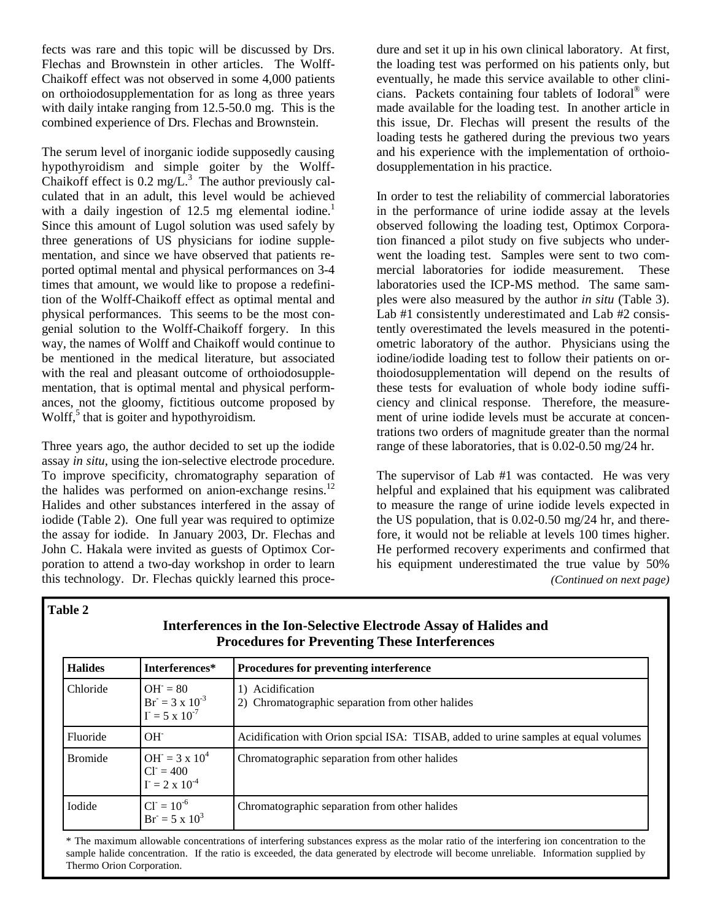fects was rare and this topic will be discussed by Drs. Flechas and Brownstein in other articles. The Wolff-Chaikoff effect was not observed in some 4,000 patients on orthoiodosupplementation for as long as three years with daily intake ranging from 12.5-50.0 mg. This is the combined experience of Drs. Flechas and Brownstein.

The serum level of inorganic iodide supposedly causing hypothyroidism and simple goiter by the Wolff-Chaikoff effect is 0.2 mg/L.[3] The author previously calculated that in an adult, this level would be achieved with a daily ingestion of 12.5 mg elemental iodine.[1] Since this amount of Lugol solution was used safely by three generations of US physicians for iodine supplementation, and since we have observed that patients reported optimal mental and physical performances on 3-4 times that amount, we would like to propose a redefinition of the Wolff-Chaikoff effect as optimal mental and physical performances. This seems to be the most congenial solution to the Wolff-Chaikoff forgery. In this way, the names of Wolff and Chaikoff would continue to be mentioned in the medical literature, but associated with the real and pleasant outcome of orthoiodosupplementation, that is optimal mental and physical performances, not the gloomy, fictitious outcome proposed by Wolff,[5] that is goiter and hypothyroidism.

Three years ago, the author decided to set up the iodide assay *in situ*, using the ion-selective electrode procedure. To improve specificity, chromatography separation of the halides was performed on anion-exchange resins.[12] Halides and other substances interfered in the assay of iodide (Table 2). One full year was required to optimize the assay for iodide. In January 2003, Dr. Flechas and John C. Hakala were invited as guests of Optimox Corporation to attend a two-day workshop in order to learn this technology. Dr. Flechas quickly learned this procedure and set it up in his own clinical laboratory. At first, the loading test was performed on his patients only, but eventually, he made this service available to other clinicians. Packets containing four tablets of Iodoral® were made available for the loading test. In another article in this issue, Dr. Flechas will present the results of the loading tests he gathered during the previous two years and his experience with the implementation of orthoiodosupplementation in his practice.

In order to test the reliability of commercial laboratories in the performance of urine iodide assay at the levels observed following the loading test, Optimox Corporation financed a pilot study on five subjects who underwent the loading test. Samples were sent to two commercial laboratories for iodide measurement. These laboratories used the ICP-MS method. The same samples were also measured by the author *in situ* (Table 3). Lab #1 consistently underestimated and Lab #2 consistently overestimated the levels measured in the potentiometric laboratory of the author. Physicians using the iodine/iodide loading test to follow their patients on orthoiodosupplementation will depend on the results of these tests for evaluation of whole body iodine sufficiency and clinical response. Therefore, the measurement of urine iodide levels must be accurate at concentrations two orders of magnitude greater than the normal range of these laboratories, that is 0.02-0.50 mg/24 hr.

The supervisor of Lab #1 was contacted. He was very helpful and explained that his equipment was calibrated to measure the range of urine iodide levels expected in the US population, that is 0.02-0.50 mg/24 hr, and therefore, it would not be reliable at levels 100 times higher. He performed recovery experiments and confirmed that his equipment underestimated the true value by 50%

*(Continued on next page)*

**Table 2**

**Interferences in the Ion-Selective Electrode Assay of Halides and Procedures for Preventing These Interferences**

| Halides | Interferences* | Procedures for preventing interference |
|---|---|---|
| Chloride | $OH^- = 80$<br>$Br^- = 3 \times 10^{-3}$<br>$I^- = 5 \times 10^{-7}$ | 1) Acidification<br>2) Chromatographic separation from other halides |
| Fluoride | $OH^-$ | Acidification with Orion spcial ISA: TISAB, added to urine samples at equal volumes |
| Bromide | $OH^- = 3 \times 10^4$<br>$Cl^- = 400$<br>$I^- = 2 \times 10^{-4}$ | Chromatographic separation from other halides |
| Iodide | $Cl^- = 10^{-6}$<br>$Br^- = 5 \times 10^3$ | Chromatographic separation from other halides |

\* The maximum allowable concentrations of interfering substances express as the molar ratio of the interfering ion concentration to the sample halide concentration. If the ratio is exceeded, the data generated by electrode will become unreliable. Information supplied by Thermo Orion Corporation.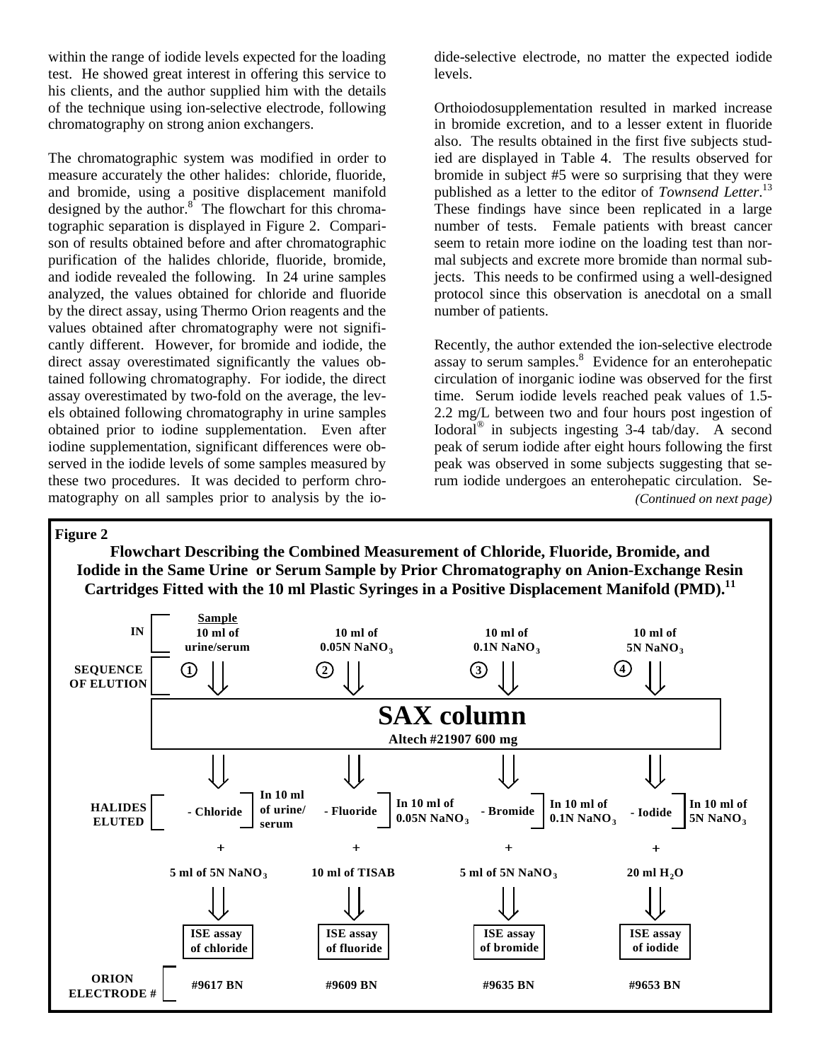within the range of iodide levels expected for the loading test. He showed great interest in offering this service to his clients, and the author supplied him with the details of the technique using ion-selective electrode, following chromatography on strong anion exchangers.

The chromatographic system was modified in order to measure accurately the other halides: chloride, fluoride, and bromide, using a positive displacement manifold designed by the author.[8] The flowchart for this chromatographic separation is displayed in Figure 2. Comparison of results obtained before and after chromatographic purification of the halides chloride, fluoride, bromide, and iodide revealed the following. In 24 urine samples analyzed, the values obtained for chloride and fluoride by the direct assay, using Thermo Orion reagents and the values obtained after chromatography were not significantly different. However, for bromide and iodide, the direct assay overestimated significantly the values obtained following chromatography. For iodide, the direct assay overestimated by two-fold on the average, the levels obtained following chromatography in urine samples obtained prior to iodine supplementation. Even after iodine supplementation, significant differences were observed in the iodide levels of some samples measured by these two procedures. It was decided to perform chromatography on all samples prior to analysis by the iodide-selective electrode, no matter the expected iodide levels.

Orthoiodosupplementation resulted in marked increase in bromide excretion, and to a lesser extent in fluoride also. The results obtained in the first five subjects studied are displayed in Table 4. The results observed for bromide in subject #5 were so surprising that they were published as a letter to the editor of *Townsend Letter*.[13] These findings have since been replicated in a large number of tests. Female patients with breast cancer seem to retain more iodine on the loading test than normal subjects and excrete more bromide than normal subjects. This needs to be confirmed using a well-designed protocol since this observation is anecdotal on a small number of patients.

Recently, the author extended the ion-selective electrode assay to serum samples.[8] Evidence for an enterohepatic circulation of inorganic iodine was observed for the first time. Serum iodide levels reached peak values of 1.5-2.2 mg/L between two and four hours post ingestion of Iodoral® in subjects ingesting 3-4 tab/day. A second peak of serum iodide after eight hours following the first peak was observed in some subjects suggesting that serum iodide undergoes an enterohepatic circulation. Se-

*(Continued on next page)*

**Figure 2**

**Flowchart Describing the Combined Measurement of Chloride, Fluoride, Bromide, and Iodide in the Same Urine or Serum Sample by Prior Chromatography on Anion-Exchange Resin Cartridges Fitted with the 10 ml Plastic Syringes in a Positive Displacement Manifold (PMD).[11]**

| | 1 | 2 | 3 | 4 |
|---|---|---|---|---|
| **IN** (Sequence of elution) | Sample: 10 ml of urine/serum | 10 ml of 0.05N $NaNO_3$ | 10 ml of 0.1N $NaNO_3$ | 10 ml of 5N $NaNO_3$ |
| | **SAX column** — Altech #21907 600 mg | | | |
| **HALIDES ELUTED** | Chloride (in 10 ml of urine/serum) | Fluoride (in 10 ml of 0.05N $NaNO_3$) | Bromide (in 10 ml of 0.1N $NaNO_3$) | Iodide (in 10 ml of 5N $NaNO_3$) |
| + | 5 ml of 5N $NaNO_3$ | 10 ml of TISAB | 5 ml of 5N $NaNO_3$ | 20 ml $H_2O$ |
| | ISE assay of chloride | ISE assay of fluoride | ISE assay of bromide | ISE assay of iodide |
| **ORION ELECTRODE #** | #9617 BN | #9609 BN | #9635 BN | #9653 BN |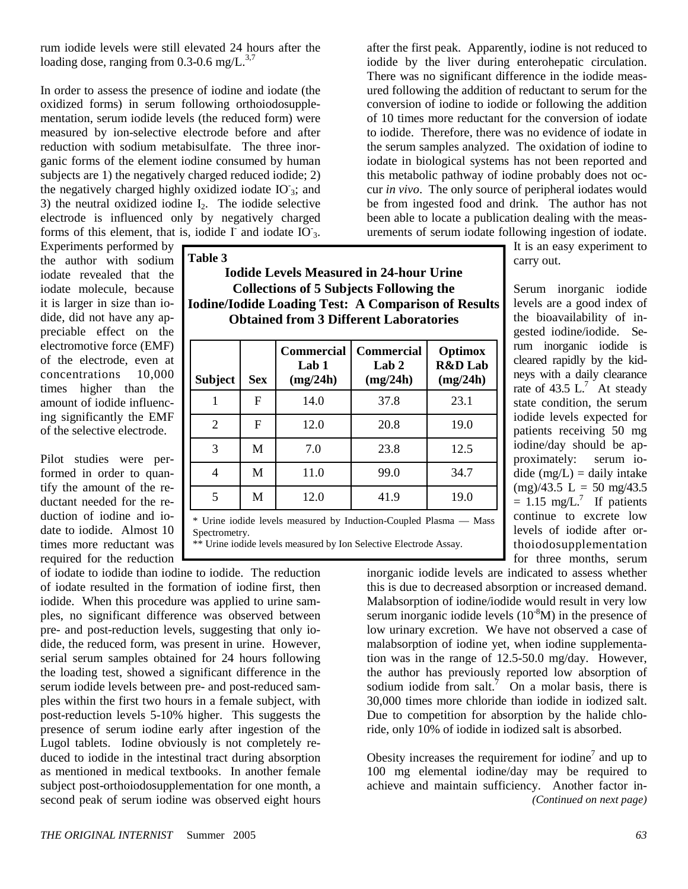rum iodide levels were still elevated 24 hours after the loading dose, ranging from 0.3-0.6 mg/L.[3,7]

In order to assess the presence of iodine and iodate (the oxidized forms) in serum following orthoiodosupplementation, serum iodide levels (the reduced form) were measured by ion-selective electrode before and after reduction with sodium metabisulfate. The three inorganic forms of the element iodine consumed by human subjects are 1) the negatively charged reduced iodide; 2) the negatively charged highly oxidized iodate $IO_3^-$; and 3) the neutral oxidized iodine $I_2$. The iodide selective electrode is influenced only by negatively charged forms of this element, that is, iodide $I^-$ and iodate $IO_3^-$. Experiments performed by the author with sodium iodate revealed that the iodate molecule, because it is larger in size than iodide, did not have any appreciable effect on the electromotive force (EMF) of the electrode, even at concentrations 10,000 times higher than the amount of iodide influencing significantly the EMF of the selective electrode.

Pilot studies were performed in order to quantify the amount of the reductant needed for the reduction of iodine and iodate to iodide. Almost 10 times more reductant was required for the reduction of iodate to iodide than iodine to iodide. The reduction of iodate resulted in the formation of iodine first, then iodide. When this procedure was applied to urine samples, no significant difference was observed between pre- and post-reduction levels, suggesting that only iodide, the reduced form, was present in urine. However, serial serum samples obtained for 24 hours following the loading test, showed a significant difference in the serum iodide levels between pre- and post-reduced samples within the first two hours in a female subject, with post-reduction levels 5-10% higher. This suggests the presence of serum iodine early after ingestion of the Lugol tablets. Iodine obviously is not completely reduced to iodide in the intestinal tract during absorption as mentioned in medical textbooks. In another female subject post-orthoiodosupplementation for one month, a second peak of serum iodine was observed eight hours after the first peak. Apparently, iodine is not reduced to iodide by the liver during enterohepatic circulation. There was no significant difference in the iodide measured following the addition of reductant to serum for the conversion of iodine to iodide or following the addition of 10 times more reductant for the conversion of iodate to iodide. Therefore, there was no evidence of iodate in the serum samples analyzed. The oxidation of iodine to iodate in biological systems has not been reported and this metabolic pathway of iodine probably does not occur *in vivo*. The only source of peripheral iodates would be from ingested food and drink. The author has not been able to locate a publication dealing with the measurements of serum iodate following ingestion of iodate. It is an easy experiment to carry out.

**Table 3**

**Iodide Levels Measured in 24-hour Urine Collections of 5 Subjects Following the Iodine/Iodide Loading Test: A Comparison of Results Obtained from 3 Different Laboratories**

| Subject | Sex | Commercial Lab 1 (mg/24h) | Commercial Lab 2 (mg/24h) | Optimox R&D Lab (mg/24h) |
|---|---|---|---|---|
| 1 | F | 14.0 | 37.8 | 23.1 |
| 2 | F | 12.0 | 20.8 | 19.0 |
| 3 | M | 7.0 | 23.8 | 12.5 |
| 4 | M | 11.0 | 99.0 | 34.7 |
| 5 | M | 12.0 | 41.9 | 19.0 |

\* Urine iodide levels measured by Induction-Coupled Plasma — Mass Spectrometry.
\*\* Urine iodide levels measured by Ion Selective Electrode Assay.

Serum inorganic iodide levels are a good index of the bioavailability of ingested iodine/iodide. Serum inorganic iodide is cleared rapidly by the kidneys with a daily clearance rate of 43.5 L.[7] At steady state condition, the serum iodide levels expected for patients receiving 50 mg iodine/day should be approximately: serum iodide (mg/L) = daily intake (mg)/43.5 L = 50 mg/43.5 = 1.15 mg/L.[7] If patients continue to excrete low levels of iodide after orthoiodosupplementation for three months, serum inorganic iodide levels are indicated to assess whether this is due to decreased absorption or increased demand. Malabsorption of iodine/iodide would result in very low serum inorganic iodide levels ($10^{-8}$M) in the presence of low urinary excretion. We have not observed a case of malabsorption of iodine yet, when iodine supplementation was in the range of 12.5-50.0 mg/day. However, the author has previously reported low absorption of sodium iodide from salt.[7] On a molar basis, there is 30,000 times more chloride than iodide in iodized salt. Due to competition for absorption by the halide chloride, only 10% of iodide in iodized salt is absorbed.

Obesity increases the requirement for iodine[7] and up to 100 mg elemental iodine/day may be required to achieve and maintain sufficiency. Another factor in-

*(Continued on next page)*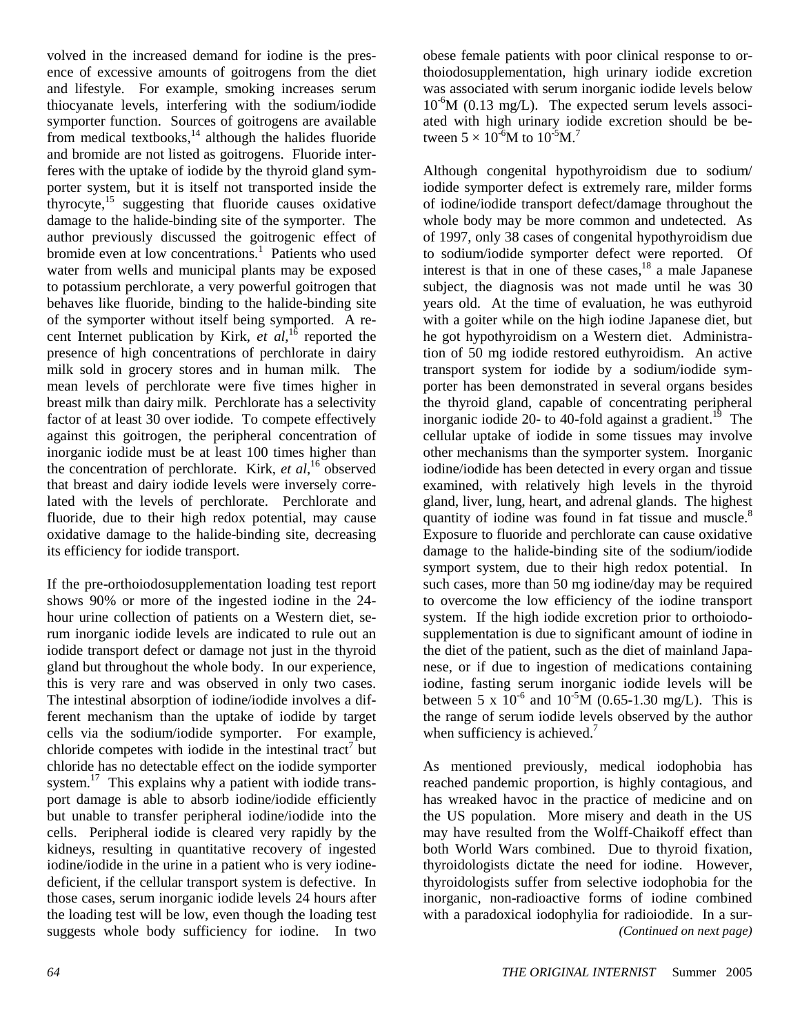volved in the increased demand for iodine is the presence of excessive amounts of goitrogens from the diet and lifestyle. For example, smoking increases serum thiocyanate levels, interfering with the sodium/iodide symporter function. Sources of goitrogens are available from medical textbooks,[14] although the halides fluoride and bromide are not listed as goitrogens. Fluoride interferes with the uptake of iodide by the thyroid gland symporter system, but it is itself not transported inside the thyrocyte,[15] suggesting that fluoride causes oxidative damage to the halide-binding site of the symporter. The author previously discussed the goitrogenic effect of bromide even at low concentrations.[1] Patients who used water from wells and municipal plants may be exposed to potassium perchlorate, a very powerful goitrogen that behaves like fluoride, binding to the halide-binding site of the symporter without itself being symported. A recent Internet publication by Kirk, *et al*,[16] reported the presence of high concentrations of perchlorate in dairy milk sold in grocery stores and in human milk. The mean levels of perchlorate were five times higher in breast milk than dairy milk. Perchlorate has a selectivity factor of at least 30 over iodide. To compete effectively against this goitrogen, the peripheral concentration of inorganic iodide must be at least 100 times higher than the concentration of perchlorate. Kirk, *et al*,[16] observed that breast and dairy iodide levels were inversely correlated with the levels of perchlorate. Perchlorate and fluoride, due to their high redox potential, may cause oxidative damage to the halide-binding site, decreasing its efficiency for iodide transport.

If the pre-orthoiodosupplementation loading test report shows 90% or more of the ingested iodine in the 24-hour urine collection of patients on a Western diet, serum inorganic iodide levels are indicated to rule out an iodide transport defect or damage not just in the thyroid gland but throughout the whole body. In our experience, this is very rare and was observed in only two cases. The intestinal absorption of iodine/iodide involves a different mechanism than the uptake of iodide by target cells via the sodium/iodide symporter. For example, chloride competes with iodide in the intestinal tract[7] but chloride has no detectable effect on the iodide symporter system.[17] This explains why a patient with iodide transport damage is able to absorb iodine/iodide efficiently but unable to transfer peripheral iodine/iodide into the cells. Peripheral iodide is cleared very rapidly by the kidneys, resulting in quantitative recovery of ingested iodine/iodide in the urine in a patient who is very iodine-deficient, if the cellular transport system is defective. In those cases, serum inorganic iodide levels 24 hours after the loading test will be low, even though the loading test suggests whole body sufficiency for iodine. In two obese female patients with poor clinical response to orthoiodosupplementation, high urinary iodide excretion was associated with serum inorganic iodide levels below $10^{-6}$M (0.13 mg/L). The expected serum levels associated with high urinary iodide excretion should be between $5 \times 10^{-6}$M to $10^{-5}$M.[7]

Although congenital hypothyroidism due to sodium/iodide symporter defect is extremely rare, milder forms of iodine/iodide transport defect/damage throughout the whole body may be more common and undetected. As of 1997, only 38 cases of congenital hypothyroidism due to sodium/iodide symporter defect were reported. Of interest is that in one of these cases,[18] a male Japanese subject, the diagnosis was not made until he was 30 years old. At the time of evaluation, he was euthyroid with a goiter while on the high iodine Japanese diet, but he got hypothyroidism on a Western diet. Administration of 50 mg iodide restored euthyroidism. An active transport system for iodide by a sodium/iodide symporter has been demonstrated in several organs besides the thyroid gland, capable of concentrating peripheral inorganic iodide 20- to 40-fold against a gradient.[19] The cellular uptake of iodide in some tissues may involve other mechanisms than the symporter system. Inorganic iodine/iodide has been detected in every organ and tissue examined, with relatively high levels in the thyroid gland, liver, lung, heart, and adrenal glands. The highest quantity of iodine was found in fat tissue and muscle.[8] Exposure to fluoride and perchlorate can cause oxidative damage to the halide-binding site of the sodium/iodide symport system, due to their high redox potential. In such cases, more than 50 mg iodine/day may be required to overcome the low efficiency of the iodine transport system. If the high iodide excretion prior to orthoiodosupplementation is due to significant amount of iodine in the diet of the patient, such as the diet of mainland Japanese, or if due to ingestion of medications containing iodine, fasting serum inorganic iodide levels will be between $5 \times 10^{-6}$ and $10^{-5}$M (0.65-1.30 mg/L). This is the range of serum iodide levels observed by the author when sufficiency is achieved.[7]

As mentioned previously, medical iodophobia has reached pandemic proportion, is highly contagious, and has wreaked havoc in the practice of medicine and on the US population. More misery and death in the US may have resulted from the Wolff-Chaikoff effect than both World Wars combined. Due to thyroid fixation, thyroidologists dictate the need for iodine. However, thyroidologists suffer from selective iodophobia for the inorganic, non-radioactive forms of iodine combined with a paradoxical iodophylia for radioiodide. In a sur-

*(Continued on next page)*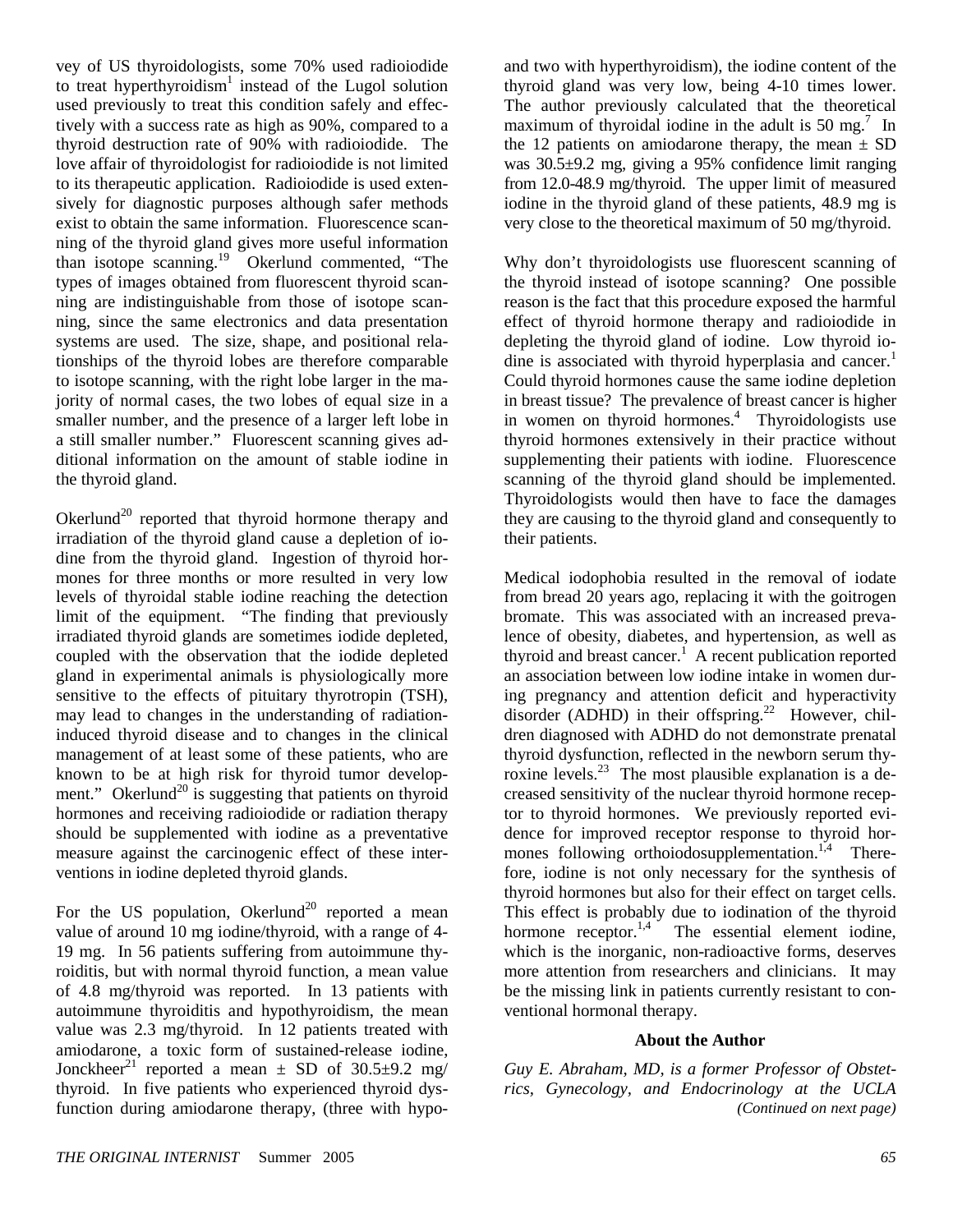vey of US thyroidologists, some 70% used radioiodide to treat hyperthyroidism[1] instead of the Lugol solution used previously to treat this condition safely and effectively with a success rate as high as 90%, compared to a thyroid destruction rate of 90% with radioiodide. The love affair of thyroidologist for radioiodide is not limited to its therapeutic application. Radioiodide is used extensively for diagnostic purposes although safer methods exist to obtain the same information. Fluorescence scanning of the thyroid gland gives more useful information than isotope scanning.[19] Okerlund commented, "The types of images obtained from fluorescent thyroid scanning are indistinguishable from those of isotope scanning, since the same electronics and data presentation systems are used. The size, shape, and positional relationships of the thyroid lobes are therefore comparable to isotope scanning, with the right lobe larger in the majority of normal cases, the two lobes of equal size in a smaller number, and the presence of a larger left lobe in a still smaller number." Fluorescent scanning gives additional information on the amount of stable iodine in the thyroid gland.

Okerlund[20] reported that thyroid hormone therapy and irradiation of the thyroid gland cause a depletion of iodine from the thyroid gland. Ingestion of thyroid hormones for three months or more resulted in very low levels of thyroidal stable iodine reaching the detection limit of the equipment. "The finding that previously irradiated thyroid glands are sometimes iodide depleted, coupled with the observation that the iodide depleted gland in experimental animals is physiologically more sensitive to the effects of pituitary thyrotropin (TSH), may lead to changes in the understanding of radiation-induced thyroid disease and to changes in the clinical management of at least some of these patients, who are known to be at high risk for thyroid tumor development." Okerlund[20] is suggesting that patients on thyroid hormones and receiving radioiodide or radiation therapy should be supplemented with iodine as a preventative measure against the carcinogenic effect of these interventions in iodine depleted thyroid glands.

For the US population, Okerlund[20] reported a mean value of around 10 mg iodine/thyroid, with a range of 4-19 mg. In 56 patients suffering from autoimmune thyroiditis, but with normal thyroid function, a mean value of 4.8 mg/thyroid was reported. In 13 patients with autoimmune thyroiditis and hypothyroidism, the mean value was 2.3 mg/thyroid. In 12 patients treated with amiodarone, a toxic form of sustained-release iodine, Jonckheer[21] reported a mean ± SD of 30.5±9.2 mg/thyroid. In five patients who experienced thyroid dysfunction during amiodarone therapy, (three with hypo- and two with hyperthyroidism), the iodine content of the thyroid gland was very low, being 4-10 times lower. The author previously calculated that the theoretical maximum of thyroidal iodine in the adult is 50 mg.[7] In the 12 patients on amiodarone therapy, the mean ± SD was 30.5±9.2 mg, giving a 95% confidence limit ranging from 12.0-48.9 mg/thyroid. The upper limit of measured iodine in the thyroid gland of these patients, 48.9 mg is very close to the theoretical maximum of 50 mg/thyroid.

Why don't thyroidologists use fluorescent scanning of the thyroid instead of isotope scanning? One possible reason is the fact that this procedure exposed the harmful effect of thyroid hormone therapy and radioiodide in depleting the thyroid gland of iodine. Low thyroid iodine is associated with thyroid hyperplasia and cancer.[1] Could thyroid hormones cause the same iodine depletion in breast tissue? The prevalence of breast cancer is higher in women on thyroid hormones.[4] Thyroidologists use thyroid hormones extensively in their practice without supplementing their patients with iodine. Fluorescence scanning of the thyroid gland should be implemented. Thyroidologists would then have to face the damages they are causing to the thyroid gland and consequently to their patients.

Medical iodophobia resulted in the removal of iodate from bread 20 years ago, replacing it with the goitrogen bromate. This was associated with an increased prevalence of obesity, diabetes, and hypertension, as well as thyroid and breast cancer.[1] A recent publication reported an association between low iodine intake in women during pregnancy and attention deficit and hyperactivity disorder (ADHD) in their offspring.[22] However, children diagnosed with ADHD do not demonstrate prenatal thyroid dysfunction, reflected in the newborn serum thyroxine levels.[23] The most plausible explanation is a decreased sensitivity of the nuclear thyroid hormone receptor to thyroid hormones. We previously reported evidence for improved receptor response to thyroid hormones following orthoiodosupplementation.[1,4] Therefore, iodine is not only necessary for the synthesis of thyroid hormones but also for their effect on target cells. This effect is probably due to iodination of the thyroid hormone receptor.[1,4] The essential element iodine, which is the inorganic, non-radioactive forms, deserves more attention from researchers and clinicians. It may be the missing link in patients currently resistant to conventional hormonal therapy.

### About the Author

*Guy E. Abraham, MD, is a former Professor of Obstetrics, Gynecology, and Endocrinology at the UCLA*

*(Continued on next page)*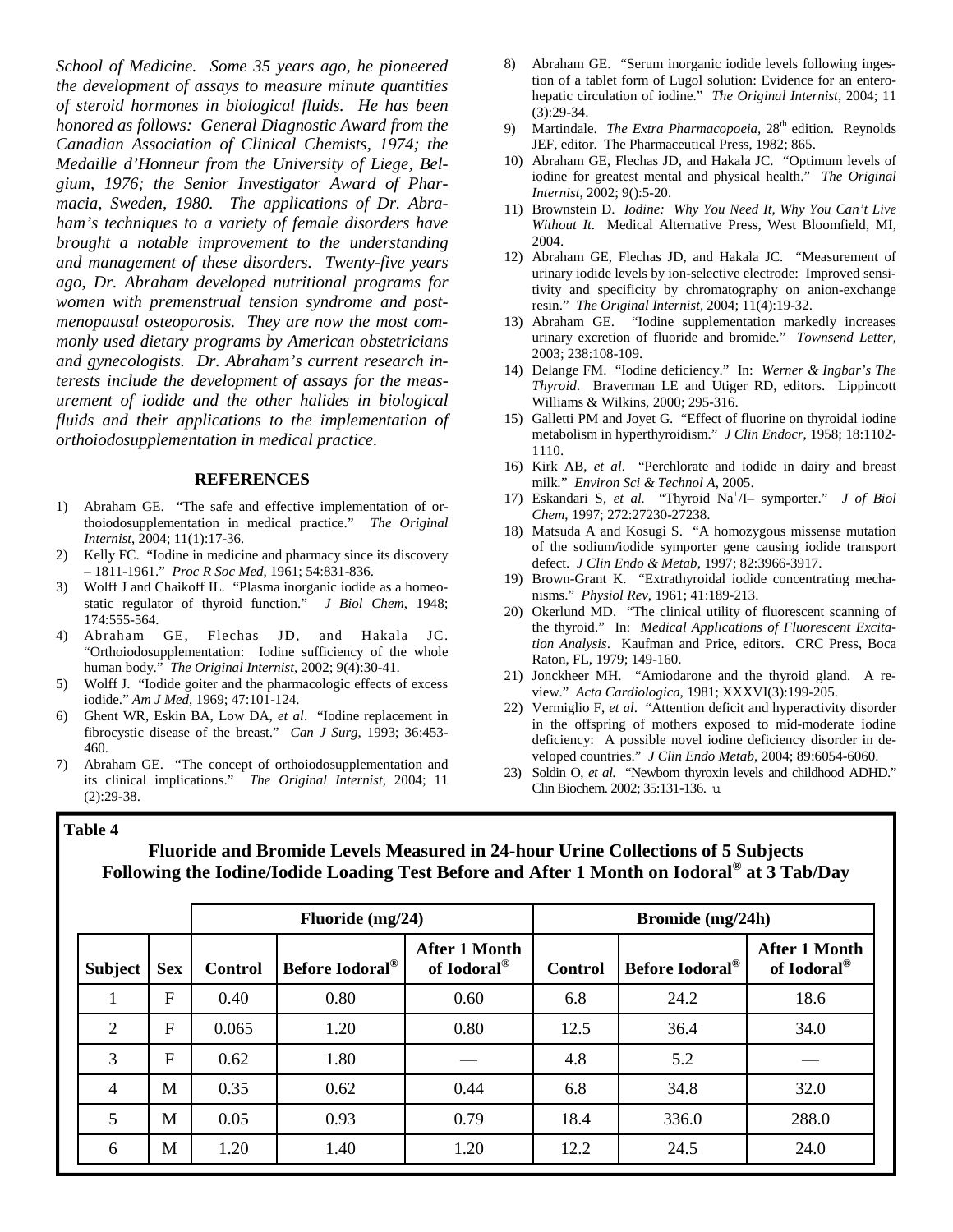*School of Medicine. Some 35 years ago, he pioneered the development of assays to measure minute quantities of steroid hormones in biological fluids. He has been honored as follows: General Diagnostic Award from the Canadian Association of Clinical Chemists, 1974; the Medaille d'Honneur from the University of Liege, Belgium, 1976; the Senior Investigator Award of Pharmacia, Sweden, 1980. The applications of Dr. Abraham's techniques to a variety of female disorders have brought a notable improvement to the understanding and management of these disorders. Twenty-five years ago, Dr. Abraham developed nutritional programs for women with premenstrual tension syndrome and postmenopausal osteoporosis. They are now the most commonly used dietary programs by American obstetricians and gynecologists. Dr. Abraham's current research interests include the development of assays for the measurement of iodide and the other halides in biological fluids and their applications to the implementation of orthoiodosupplementation in medical practice.*

## REFERENCES

1) Abraham GE. "The safe and effective implementation of orthoiodosupplementation in medical practice." *The Original Internist*, 2004; 11(1):17-36.
2) Kelly FC. "Iodine in medicine and pharmacy since its discovery – 1811-1961." *Proc R Soc Med*, 1961; 54:831-836.
3) Wolff J and Chaikoff IL. "Plasma inorganic iodide as a homeostatic regulator of thyroid function." *J Biol Chem*, 1948; 174:555-564.
4) Abraham GE, Flechas JD, and Hakala JC. "Orthoiodosupplementation: Iodine sufficiency of the whole human body." *The Original Internist*, 2002; 9(4):30-41.
5) Wolff J. "Iodide goiter and the pharmacologic effects of excess iodide." *Am J Med*, 1969; 47:101-124.
6) Ghent WR, Eskin BA, Low DA, *et al*. "Iodine replacement in fibrocystic disease of the breast." *Can J Surg*, 1993; 36:453-460.
7) Abraham GE. "The concept of orthoiodosupplementation and its clinical implications." *The Original Internist*, 2004; 11 (2):29-38.
8) Abraham GE. "Serum inorganic iodide levels following ingestion of a tablet form of Lugol solution: Evidence for an enterohepatic circulation of iodine." *The Original Internist*, 2004; 11 (3):29-34.
9) Martindale. *The Extra Pharmacopoeia*, 28th edition. Reynolds JEF, editor. The Pharmaceutical Press, 1982; 865.
10) Abraham GE, Flechas JD, and Hakala JC. "Optimum levels of iodine for greatest mental and physical health." *The Original Internist*, 2002; 9():5-20.
11) Brownstein D. *Iodine: Why You Need It, Why You Can't Live Without It*. Medical Alternative Press, West Bloomfield, MI, 2004.
12) Abraham GE, Flechas JD, and Hakala JC. "Measurement of urinary iodide levels by ion-selective electrode: Improved sensitivity and specificity by chromatography on anion-exchange resin." *The Original Internist*, 2004; 11(4):19-32.
13) Abraham GE. "Iodine supplementation markedly increases urinary excretion of fluoride and bromide." *Townsend Letter*, 2003; 238:108-109.
14) Delange FM. "Iodine deficiency." In: *Werner & Ingbar's The Thyroid*. Braverman LE and Utiger RD, editors. Lippincott Williams & Wilkins, 2000; 295-316.
15) Galletti PM and Joyet G. "Effect of fluorine on thyroidal iodine metabolism in hyperthyroidism." *J Clin Endocr*, 1958; 18:1102-1110.
16) Kirk AB, *et al*. "Perchlorate and iodide in dairy and breast milk." *Environ Sci & Technol A*, 2005.
17) Eskandari S, *et al.* "Thyroid $Na^+/I^-$ symporter." *J of Biol Chem*, 1997; 272:27230-27238.
18) Matsuda A and Kosugi S. "A homozygous missense mutation of the sodium/iodide symporter gene causing iodide transport defect. *J Clin Endo & Metab*, 1997; 82:3966-3917.
19) Brown-Grant K. "Extrathyroidal iodide concentrating mechanisms." *Physiol Rev*, 1961; 41:189-213.
20) Okerlund MD. "The clinical utility of fluorescent scanning of the thyroid." In: *Medical Applications of Fluorescent Excitation Analysis*. Kaufman and Price, editors. CRC Press, Boca Raton, FL, 1979; 149-160.
21) Jonckheer MH. "Amiodarone and the thyroid gland. A review." *Acta Cardiologica*, 1981; XXXVI(3):199-205.
22) Vermiglio F, *et al*. "Attention deficit and hyperactivity disorder in the offspring of mothers exposed to mid-moderate iodine deficiency: A possible novel iodine deficiency disorder in developed countries." *J Clin Endo Metab*, 2004; 89:6054-6060.
23) Soldin O, *et al.* "Newborn thyroxin levels and childhood ADHD." Clin Biochem. 2002; 35:131-136.

**Table 4**

**Fluoride and Bromide Levels Measured in 24-hour Urine Collections of 5 Subjects Following the Iodine/Iodide Loading Test Before and After 1 Month on Iodoral® at 3 Tab/Day**

| | | Fluoride (mg/24) | | | Bromide (mg/24h) | | |
|---|---|---|---|---|---|---|---|
| **Subject** | **Sex** | **Control** | **Before Iodoral®** | **After 1 Month of Iodoral®** | **Control** | **Before Iodoral®** | **After 1 Month of Iodoral®** |
| 1 | F | 0.40 | 0.80 | 0.60 | 6.8 | 24.2 | 18.6 |
| 2 | F | 0.065 | 1.20 | 0.80 | 12.5 | 36.4 | 34.0 |
| 3 | F | 0.62 | 1.80 | — | 4.8 | 5.2 | — |
| 4 | M | 0.35 | 0.62 | 0.44 | 6.8 | 34.8 | 32.0 |
| 5 | M | 0.05 | 0.93 | 0.79 | 18.4 | 336.0 | 288.0 |
| 6 | M | 1.20 | 1.40 | 1.20 | 12.2 | 24.5 | 24.0 |